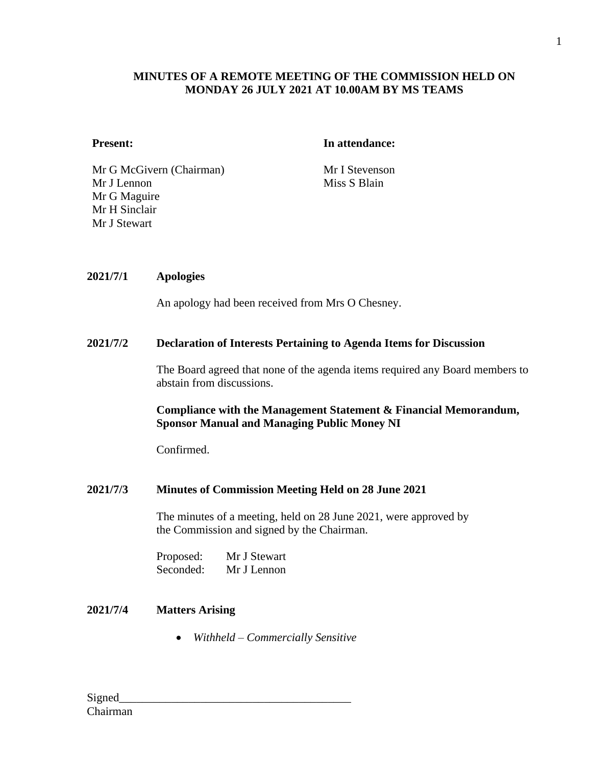**MINUTES OF A REMOTE MEETING OF THE COMMISSION HELD ON MONDAY 26 JULY 2021 AT 10.00AM BY MS TEAMS**

| **Present:** | **In attendance:** |
|---|---|
| Mr G McGivern (Chairman) | Mr I Stevenson |
| Mr J Lennon | Miss S Blain |
| Mr G Maguire | |
| Mr H Sinclair | |
| Mr J Stewart | |

**2021/7/1 Apologies**

An apology had been received from Mrs O Chesney.

**2021/7/2 Declaration of Interests Pertaining to Agenda Items for Discussion**

The Board agreed that none of the agenda items required any Board members to abstain from discussions.

**Compliance with the Management Statement & Financial Memorandum, Sponsor Manual and Managing Public Money NI**

Confirmed.

**2021/7/3 Minutes of Commission Meeting Held on 28 June 2021**

The minutes of a meeting, held on 28 June 2021, were approved by the Commission and signed by the Chairman.

Proposed: Mr J Stewart
Seconded: Mr J Lennon

**2021/7/4 Matters Arising**

- *Withheld – Commercially Sensitive*

Signed\_\_\_\_\_\_\_\_\_\_\_\_\_\_\_\_\_\_\_\_\_\_\_\_\_\_\_\_\_\_\_\_\_\_\_\_\_\_\_
Chairman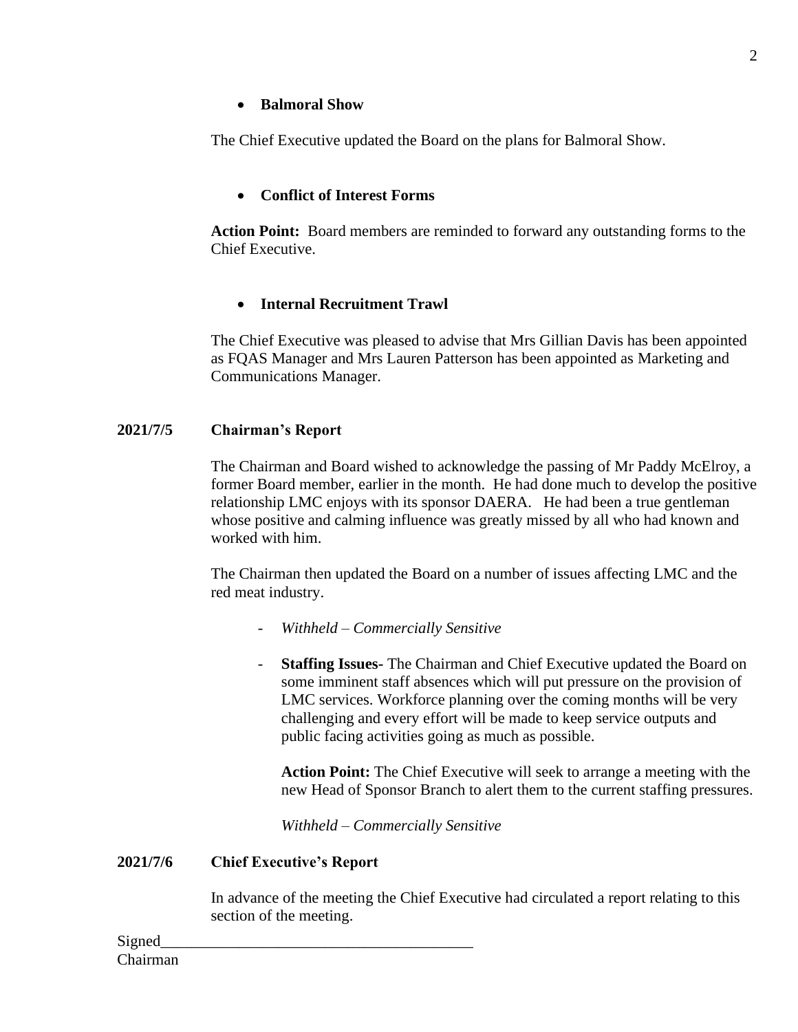- **Balmoral Show**

The Chief Executive updated the Board on the plans for Balmoral Show.

- **Conflict of Interest Forms**

**Action Point:** Board members are reminded to forward any outstanding forms to the Chief Executive.

- **Internal Recruitment Trawl**

The Chief Executive was pleased to advise that Mrs Gillian Davis has been appointed as FQAS Manager and Mrs Lauren Patterson has been appointed as Marketing and Communications Manager.

**2021/7/5 Chairman's Report**

The Chairman and Board wished to acknowledge the passing of Mr Paddy McElroy, a former Board member, earlier in the month. He had done much to develop the positive relationship LMC enjoys with its sponsor DAERA. He had been a true gentleman whose positive and calming influence was greatly missed by all who had known and worked with him.

The Chairman then updated the Board on a number of issues affecting LMC and the red meat industry.

- *Withheld – Commercially Sensitive*

- **Staffing Issues-** The Chairman and Chief Executive updated the Board on some imminent staff absences which will put pressure on the provision of LMC services. Workforce planning over the coming months will be very challenging and every effort will be made to keep service outputs and public facing activities going as much as possible.

  **Action Point:** The Chief Executive will seek to arrange a meeting with the new Head of Sponsor Branch to alert them to the current staffing pressures.

  *Withheld – Commercially Sensitive*

**2021/7/6 Chief Executive's Report**

In advance of the meeting the Chief Executive had circulated a report relating to this section of the meeting.

Signed_______________________________________
Chairman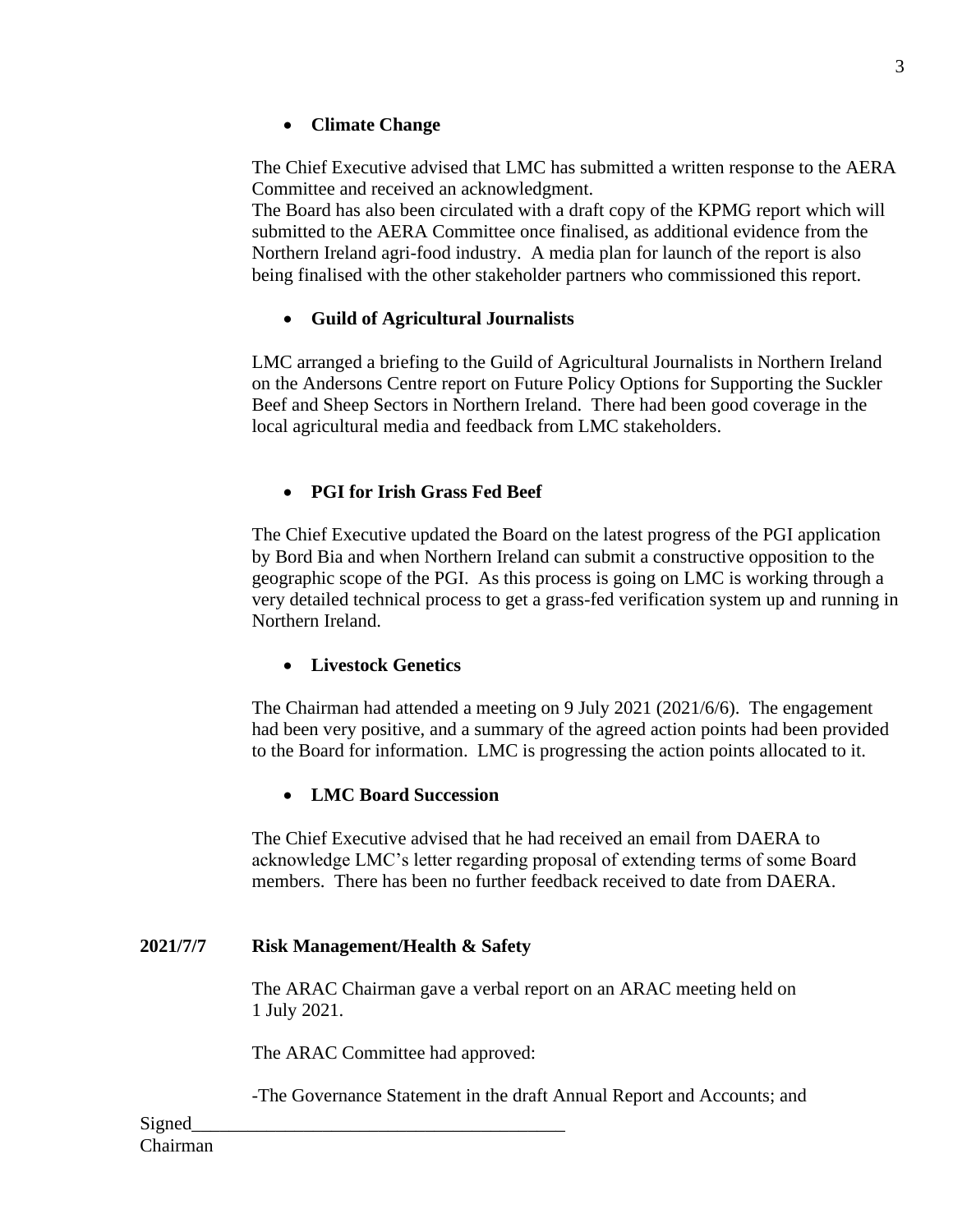- **Climate Change**

The Chief Executive advised that LMC has submitted a written response to the AERA Committee and received an acknowledgment.
The Board has also been circulated with a draft copy of the KPMG report which will submitted to the AERA Committee once finalised, as additional evidence from the Northern Ireland agri-food industry. A media plan for launch of the report is also being finalised with the other stakeholder partners who commissioned this report.

- **Guild of Agricultural Journalists**

LMC arranged a briefing to the Guild of Agricultural Journalists in Northern Ireland on the Andersons Centre report on Future Policy Options for Supporting the Suckler Beef and Sheep Sectors in Northern Ireland. There had been good coverage in the local agricultural media and feedback from LMC stakeholders.

- **PGI for Irish Grass Fed Beef**

The Chief Executive updated the Board on the latest progress of the PGI application by Bord Bia and when Northern Ireland can submit a constructive opposition to the geographic scope of the PGI. As this process is going on LMC is working through a very detailed technical process to get a grass-fed verification system up and running in Northern Ireland.

- **Livestock Genetics**

The Chairman had attended a meeting on 9 July 2021 (2021/6/6). The engagement had been very positive, and a summary of the agreed action points had been provided to the Board for information. LMC is progressing the action points allocated to it.

- **LMC Board Succession**

The Chief Executive advised that he had received an email from DAERA to acknowledge LMC's letter regarding proposal of extending terms of some Board members. There has been no further feedback received to date from DAERA.

**2021/7/7 Risk Management/Health & Safety**

The ARAC Chairman gave a verbal report on an ARAC meeting held on 1 July 2021.

The ARAC Committee had approved:

-The Governance Statement in the draft Annual Report and Accounts; and

Signed________________________________________
Chairman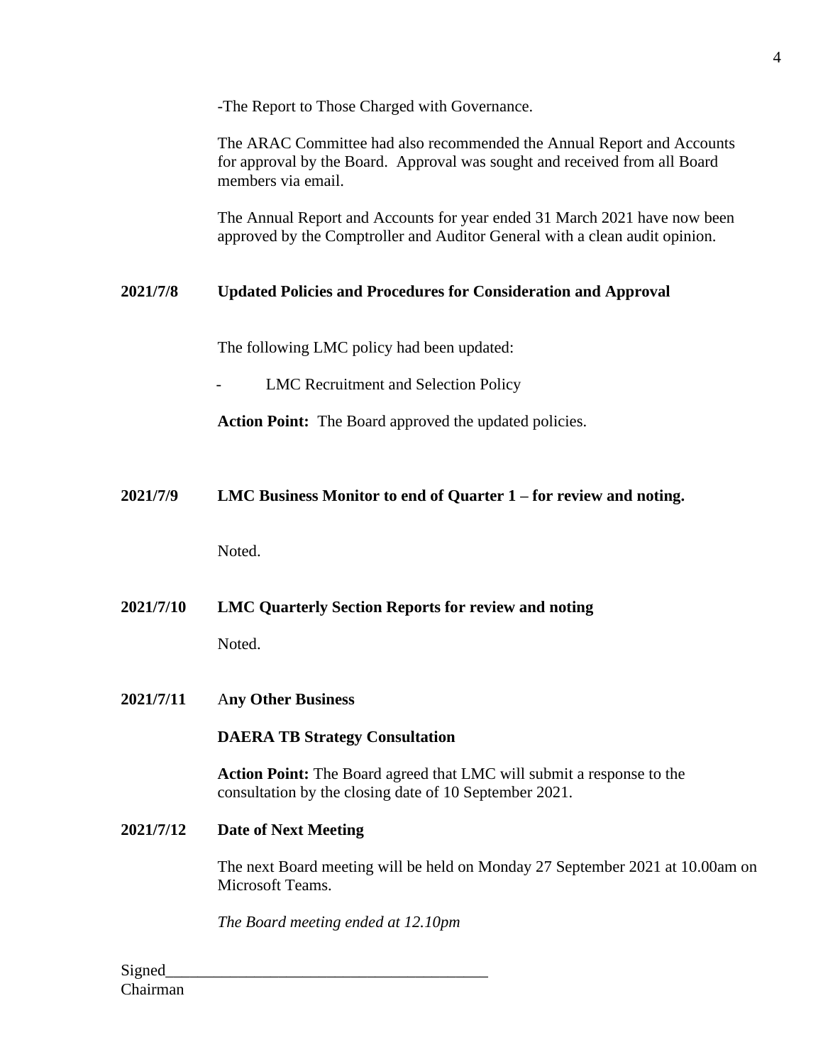-The Report to Those Charged with Governance.

The ARAC Committee had also recommended the Annual Report and Accounts for approval by the Board. Approval was sought and received from all Board members via email.

The Annual Report and Accounts for year ended 31 March 2021 have now been approved by the Comptroller and Auditor General with a clean audit opinion.

**2021/7/8 Updated Policies and Procedures for Consideration and Approval**

The following LMC policy had been updated:

- LMC Recruitment and Selection Policy

**Action Point:** The Board approved the updated policies.

**2021/7/9 LMC Business Monitor to end of Quarter 1 – for review and noting.**

Noted.

**2021/7/10 LMC Quarterly Section Reports for review and noting**

Noted.

**2021/7/11 Any Other Business**

**DAERA TB Strategy Consultation**

**Action Point:** The Board agreed that LMC will submit a response to the consultation by the closing date of 10 September 2021.

**2021/7/12 Date of Next Meeting**

The next Board meeting will be held on Monday 27 September 2021 at 10.00am on Microsoft Teams.

*The Board meeting ended at 12.10pm*

Signed_______________________________________
Chairman